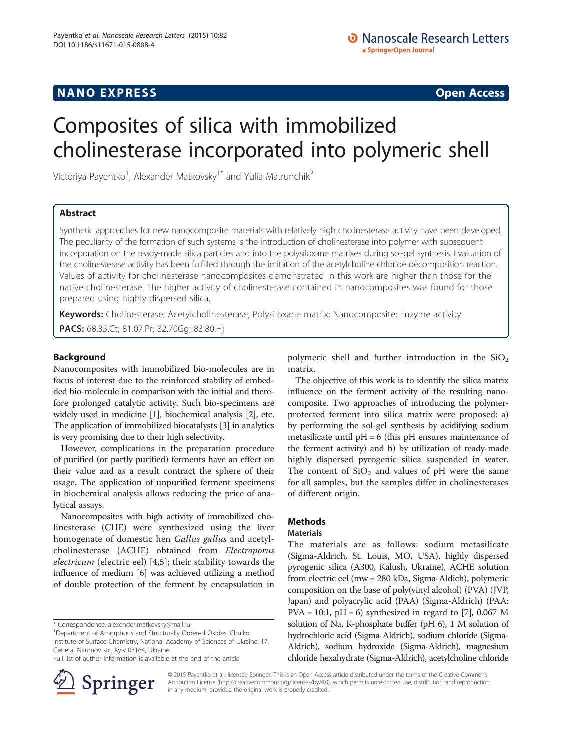NANO EXPRESS **Open Access**

# Composites of silica with immobilized cholinesterase incorporated into polymeric shell

Victoriya Payentko[1], Alexander Matkovsky[1*] and Yulia Matrunchik[2]

## Abstract

Synthetic approaches for new nanocomposite materials with relatively high cholinesterase activity have been developed. The peculiarity of the formation of such systems is the introduction of cholinesterase into polymer with subsequent incorporation on the ready-made silica particles and into the polysiloxane matrixes during sol-gel synthesis. Evaluation of the cholinesterase activity has been fulfilled through the imitation of the acetylcholine chloride decomposition reaction. Values of activity for cholinesterase nanocomposites demonstrated in this work are higher than those for the native cholinesterase. The higher activity of cholinesterase contained in nanocomposites was found for those prepared using highly dispersed silica.

**Keywords:** Cholinesterase; Acetylcholinesterase; Polysiloxane matrix; Nanocomposite; Enzyme activity

**PACS:** 68.35.Ct; 81.07.Pr; 82.70Gg; 83.80.Hj

## Background

Nanocomposites with immobilized bio-molecules are in focus of interest due to the reinforced stability of embedded bio-molecule in comparison with the initial and therefore prolonged catalytic activity. Such bio-specimens are widely used in medicine [1], biochemical analysis [2], etc. The application of immobilized biocatalysts [3] in analytics is very promising due to their high selectivity.

However, complications in the preparation procedure of purified (or partly purified) ferments have an effect on their value and as a result contract the sphere of their usage. The application of unpurified ferment specimens in biochemical analysis allows reducing the price of analytical assays.

Nanocomposites with high activity of immobilized cholinesterase (CHE) were synthesized using the liver homogenate of domestic hen *Gallus gallus* and acetylcholinesterase (ACHE) obtained from *Electroporus electricum* (electric eel) [4,5]; their stability towards the influence of medium [6] was achieved utilizing a method of double protection of the ferment by encapsulation in polymeric shell and further introduction in the $SiO_2$ matrix.

The objective of this work is to identify the silica matrix influence on the ferment activity of the resulting nanocomposite. Two approaches of introducing the polymer-protected ferment into silica matrix were proposed: a) by performing the sol-gel synthesis by acidifying sodium metasilicate until pH = 6 (this pH ensures maintenance of the ferment activity) and b) by utilization of ready-made highly dispersed pyrogenic silica suspended in water. The content of $SiO_2$ and values of pH were the same for all samples, but the samples differ in cholinesterases of different origin.

## Methods

### Materials

The materials are as follows: sodium metasilicate (Sigma-Aldrich, St. Louis, MO, USA), highly dispersed pyrogenic silica (A300, Kalush, Ukraine), ACHE solution from electric eel (mw = 280 kDa, Sigma-Aldrich), polymeric composition on the base of poly(vinyl alcohol) (PVA) (JVP, Japan) and polyacrylic acid (PAA) (Sigma-Aldrich) (PAA: PVA = 10:1, pH = 6) synthesized in regard to [7], 0.067 M solution of Na, K-phosphate buffer (pH 6), 1 M solution of hydrochloric acid (Sigma-Aldrich), sodium chloride (Sigma-Aldrich), sodium hydroxide (Sigma-Aldrich), magnesium chloride hexahydrate (Sigma-Aldrich), acetylcholine chloride

\* Correspondence: alexander.matkovsky@mail.ru

[1]Department of Amorphous and Structurally Ordered Oxides, Chuiko Institute of Surface Chemistry, National Academy of Sciences of Ukraine, 17, General Naumov str., Kyiv 03164, Ukraine

Full list of author information is available at the end of the article

© 2015 Payentko et al.; licensee Springer. This is an Open Access article distributed under the terms of the Creative Commons Attribution License (http://creativecommons.org/licenses/by/4.0), which permits unrestricted use, distribution, and reproduction in any medium, provided the original work is properly credited.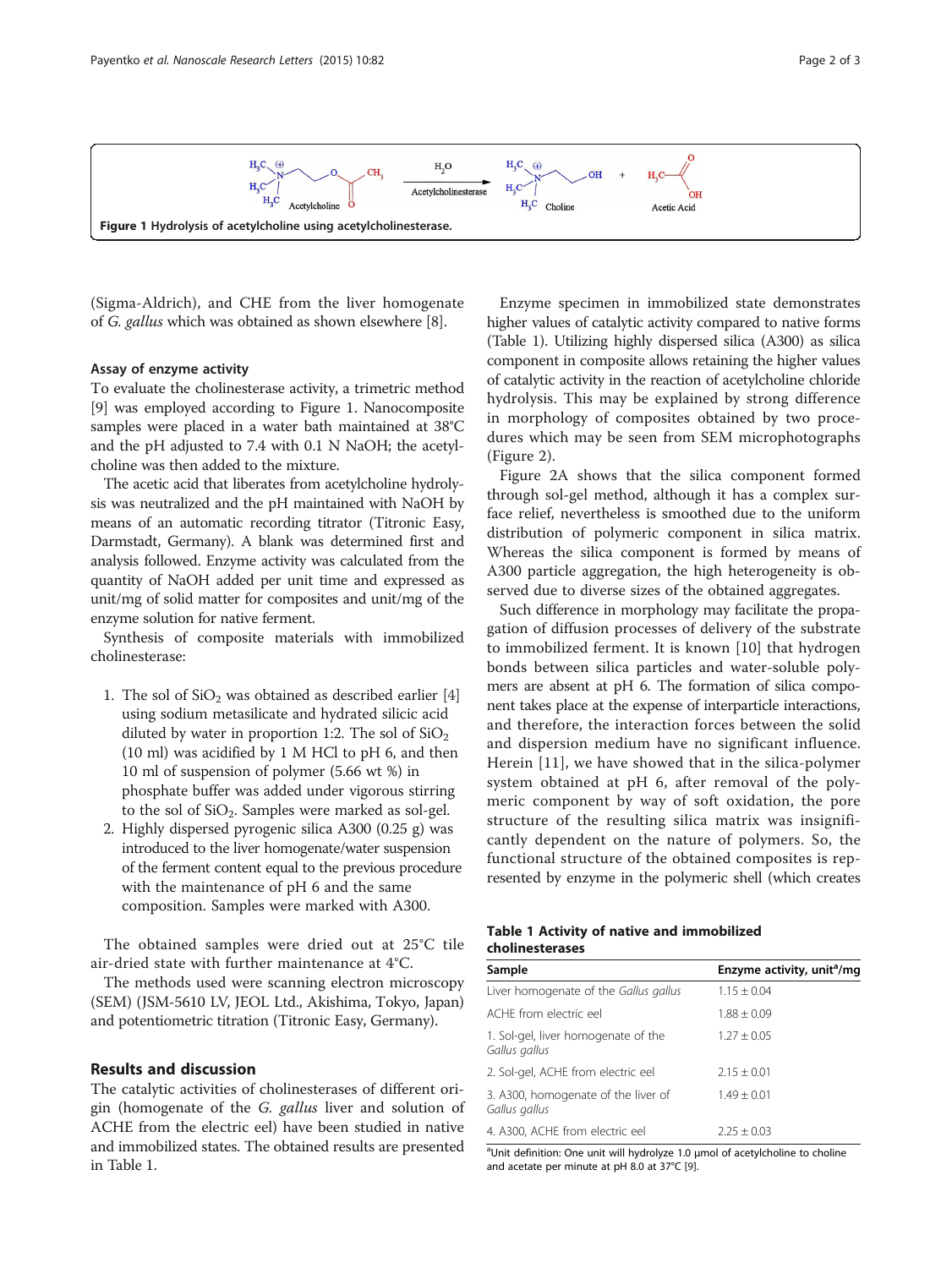Figure 1 Hydrolysis of acetylcholine using acetylcholinesterase.

(Sigma-Aldrich), and CHE from the liver homogenate of *G. gallus* which was obtained as shown elsewhere [8].

### Assay of enzyme activity

To evaluate the cholinesterase activity, a trimetric method [9] was employed according to Figure 1. Nanocomposite samples were placed in a water bath maintained at 38°C and the pH adjusted to 7.4 with 0.1 N NaOH; the acetylcholine was then added to the mixture.

The acetic acid that liberates from acetylcholine hydrolysis was neutralized and the pH maintained with NaOH by means of an automatic recording titrator (Titronic Easy, Darmstadt, Germany). A blank was determined first and analysis followed. Enzyme activity was calculated from the quantity of NaOH added per unit time and expressed as unit/mg of solid matter for composites and unit/mg of the enzyme solution for native ferment.

Synthesis of composite materials with immobilized cholinesterase:

1. The sol of $SiO_2$ was obtained as described earlier [4] using sodium metasilicate and hydrated silicic acid diluted by water in proportion 1:2. The sol of $SiO_2$ (10 ml) was acidified by 1 M HCl to pH 6, and then 10 ml of suspension of polymer (5.66 wt %) in phosphate buffer was added under vigorous stirring to the sol of $SiO_2$. Samples were marked as sol-gel.
2. Highly dispersed pyrogenic silica A300 (0.25 g) was introduced to the liver homogenate/water suspension of the ferment content equal to the previous procedure with the maintenance of pH 6 and the same composition. Samples were marked with A300.

The obtained samples were dried out at 25°C tile air-dried state with further maintenance at 4°C.

The methods used were scanning electron microscopy (SEM) (JSM-5610 LV, JEOL Ltd., Akishima, Tokyo, Japan) and potentiometric titration (Titronic Easy, Germany).

## Results and discussion

The catalytic activities of cholinesterases of different origin (homogenate of the *G. gallus* liver and solution of ACHE from the electric eel) have been studied in native and immobilized states. The obtained results are presented in Table 1.

Enzyme specimen in immobilized state demonstrates higher values of catalytic activity compared to native forms (Table 1). Utilizing highly dispersed silica (A300) as silica component in composite allows retaining the higher values of catalytic activity in the reaction of acetylcholine chloride hydrolysis. This may be explained by strong difference in morphology of composites obtained by two procedures which may be seen from SEM microphotographs (Figure 2).

Figure 2A shows that the silica component formed through sol-gel method, although it has a complex surface relief, nevertheless is smoothed due to the uniform distribution of polymeric component in silica matrix. Whereas the silica component is formed by means of A300 particle aggregation, the high heterogeneity is observed due to diverse sizes of the obtained aggregates.

Such difference in morphology may facilitate the propagation of diffusion processes of delivery of the substrate to immobilized ferment. It is known [10] that hydrogen bonds between silica particles and water-soluble polymers are absent at pH 6. The formation of silica component takes place at the expense of interparticle interactions, and therefore, the interaction forces between the solid and dispersion medium have no significant influence. Herein [11], we have showed that in the silica-polymer system obtained at pH 6, after removal of the polymeric component by way of soft oxidation, the pore structure of the resulting silica matrix was insignificantly dependent on the nature of polymers. So, the functional structure of the obtained composites is represented by enzyme in the polymeric shell (which creates

**Table 1 Activity of native and immobilized cholinesterases**

| Sample | Enzyme activity, unit[a]/mg |
|---|---|
| Liver homogenate of the *Gallus gallus* | 1.15 ± 0.04 |
| ACHE from electric eel | 1.88 ± 0.09 |
| 1. Sol-gel, liver homogenate of the *Gallus gallus* | 1.27 ± 0.05 |
| 2. Sol-gel, ACHE from electric eel | 2.15 ± 0.01 |
| 3. A300, homogenate of the liver of *Gallus gallus* | 1.49 ± 0.01 |
| 4. A300, ACHE from electric eel | 2.25 ± 0.03 |

[a]Unit definition: One unit will hydrolyze 1.0 μmol of acetylcholine to choline and acetate per minute at pH 8.0 at 37°C [9].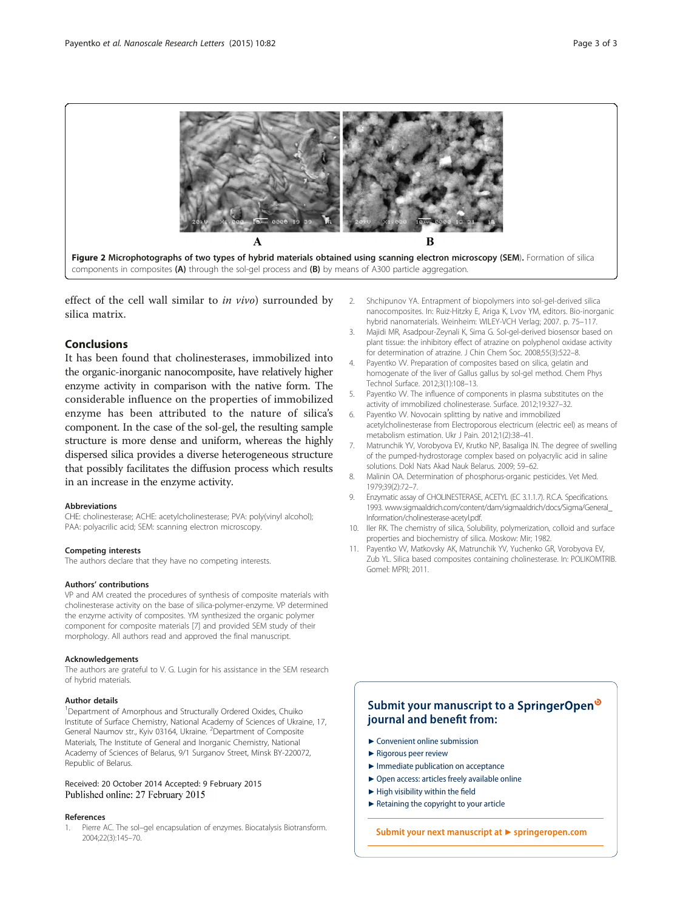A

B

**Figure 2 Microphotographs of two types of hybrid materials obtained using scanning electron microscopy (SEM).** Formation of silica components in composites **(A)** through the sol-gel process and **(B)** by means of A300 particle aggregation.

effect of the cell wall similar to *in vivo*) surrounded by silica matrix.

## Conclusions

It has been found that cholinesterases, immobilized into the organic-inorganic nanocomposite, have relatively higher enzyme activity in comparison with the native form. The considerable influence on the properties of immobilized enzyme has been attributed to the nature of silica's component. In the case of the sol-gel, the resulting sample structure is more dense and uniform, whereas the highly dispersed silica provides a diverse heterogeneous structure that possibly facilitates the diffusion process which results in an increase in the enzyme activity.

### Abbreviations

CHE: cholinesterase; ACHE: acetylcholinesterase; PVA: poly(vinyl alcohol); PAA: polyacrilic acid; SEM: scanning electron microscopy.

### Competing interests

The authors declare that they have no competing interests.

### Authors' contributions

VP and AM created the procedures of synthesis of composite materials with cholinesterase activity on the base of silica-polymer-enzyme. VP determined the enzyme activity of composites. YM synthesized the organic polymer component for composite materials [7] and provided SEM study of their morphology. All authors read and approved the final manuscript.

### Acknowledgements

The authors are grateful to V. G. Lugin for his assistance in the SEM research of hybrid materials.

### Author details

[1]Department of Amorphous and Structurally Ordered Oxides, Chuiko Institute of Surface Chemistry, National Academy of Sciences of Ukraine, 17, General Naumov str., Kyiv 03164, Ukraine. [2]Department of Composite Materials, The Institute of General and Inorganic Chemistry, National Academy of Sciences of Belarus, 9/1 Surganov Street, Minsk BY-220072, Republic of Belarus.

Received: 20 October 2014 Accepted: 9 February 2015
Published online: 27 February 2015

### References

1. Pierre AC. The sol–gel encapsulation of enzymes. Biocatalysis Biotransform. 2004;22(3):145–70.
2. Shchipunov YA. Entrapment of biopolymers into sol-gel-derived silica nanocomposites. In: Ruiz-Hitzky E, Ariga K, Lvov YM, editors. Bio-inorganic hybrid nanomaterials. Weinheim: WILEY-VCH Verlag; 2007. p. 75–117.
3. Majidi MR, Asadpour-Zeynali K, Sima G. Sol-gel-derived biosensor based on plant tissue: the inhibitory effect of atrazine on polyphenol oxidase activity for determination of atrazine. J Chin Chem Soc. 2008;55(3):522–8.
4. Payentko VV. Preparation of composites based on silica, gelatin and homogenate of the liver of Gallus gallus by sol-gel method. Chem Phys Technol Surface. 2012;3(1):108–13.
5. Payentko VV. The influence of components in plasma substitutes on the activity of immobilized cholinesterase. Surface. 2012;19:327–32.
6. Payentko VV. Novocain splitting by native and immobilized acetylcholinesterase from Electroporous electricum (electric eel) as means of metabolism estimation. Ukr J Pain. 2012;1(2):38–41.
7. Matrunchik YV, Vorobyova EV, Krutko NP, Basaliga IN. The degree of swelling of the pumped-hydrostorage complex based on polyacrylic acid in saline solutions. Dokl Nats Akad Nauk Belarus. 2009; 59–62.
8. Malinin OA. Determination of phosphorus-organic pesticides. Vet Med. 1979;39(2):72–7.
9. Enzymatic assay of CHOLINESTERASE, ACETYL (EC 3.1.1.7). R.C.A. Specifications. 1993. www.sigmaaldrich.com/content/dam/sigmaaldrich/docs/Sigma/General_Information/cholinesterase-acetyl.pdf.
10. Iler RK. The chemistry of silica, Solubility, polymerization, colloid and surface properties and biochemistry of silica. Moskow: Mir; 1982.
11. Payentko VV, Matkovsky AK, Matrunchik YV, Yuchenko GR, Vorobyova EV, Zub YL. Silica based composites containing cholinesterase. In: POLIKOMTRIB. Gomel: MPRI; 2011.

**Submit your manuscript to a SpringerOpen journal and benefit from:**

- ► Convenient online submission
- ► Rigorous peer review
- ► Immediate publication on acceptance
- ► Open access: articles freely available online
- ► High visibility within the field
- ► Retaining the copyright to your article

**Submit your next manuscript at ► springeropen.com**